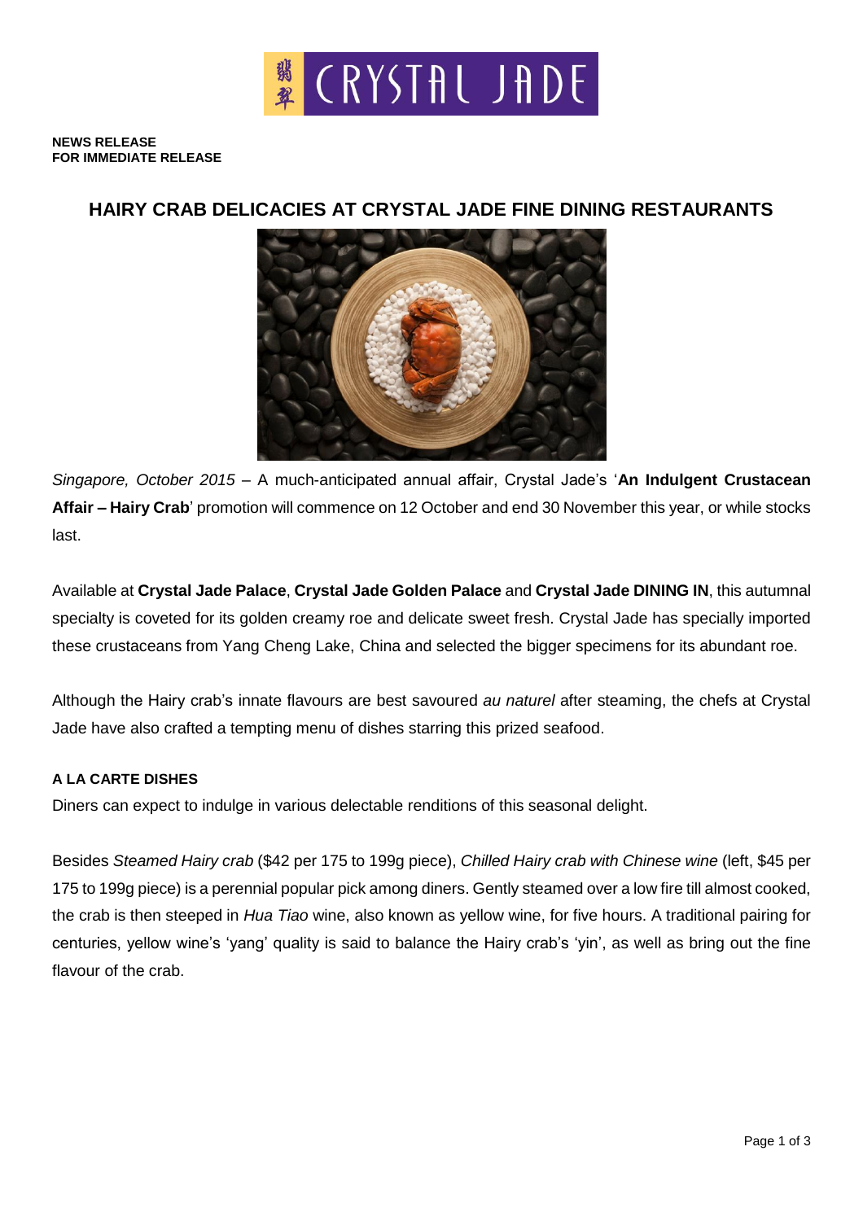**NEWS RELEASE**
**FOR IMMEDIATE RELEASE**

# HAIRY CRAB DELICACIES AT CRYSTAL JADE FINE DINING RESTAURANTS

*Singapore, October 2015* – A much-anticipated annual affair, Crystal Jade's '**An Indulgent Crustacean Affair – Hairy Crab**' promotion will commence on 12 October and end 30 November this year, or while stocks last.

Available at **Crystal Jade Palace**, **Crystal Jade Golden Palace** and **Crystal Jade DINING IN**, this autumnal specialty is coveted for its golden creamy roe and delicate sweet fresh. Crystal Jade has specially imported these crustaceans from Yang Cheng Lake, China and selected the bigger specimens for its abundant roe.

Although the Hairy crab's innate flavours are best savoured *au naturel* after steaming, the chefs at Crystal Jade have also crafted a tempting menu of dishes starring this prized seafood.

## A LA CARTE DISHES

Diners can expect to indulge in various delectable renditions of this seasonal delight.

Besides *Steamed Hairy crab* ($42 per 175 to 199g piece), *Chilled Hairy crab with Chinese wine* (left, $45 per 175 to 199g piece) is a perennial popular pick among diners. Gently steamed over a low fire till almost cooked, the crab is then steeped in *Hua Tiao* wine, also known as yellow wine, for five hours. A traditional pairing for centuries, yellow wine's 'yang' quality is said to balance the Hairy crab's 'yin', as well as bring out the fine flavour of the crab.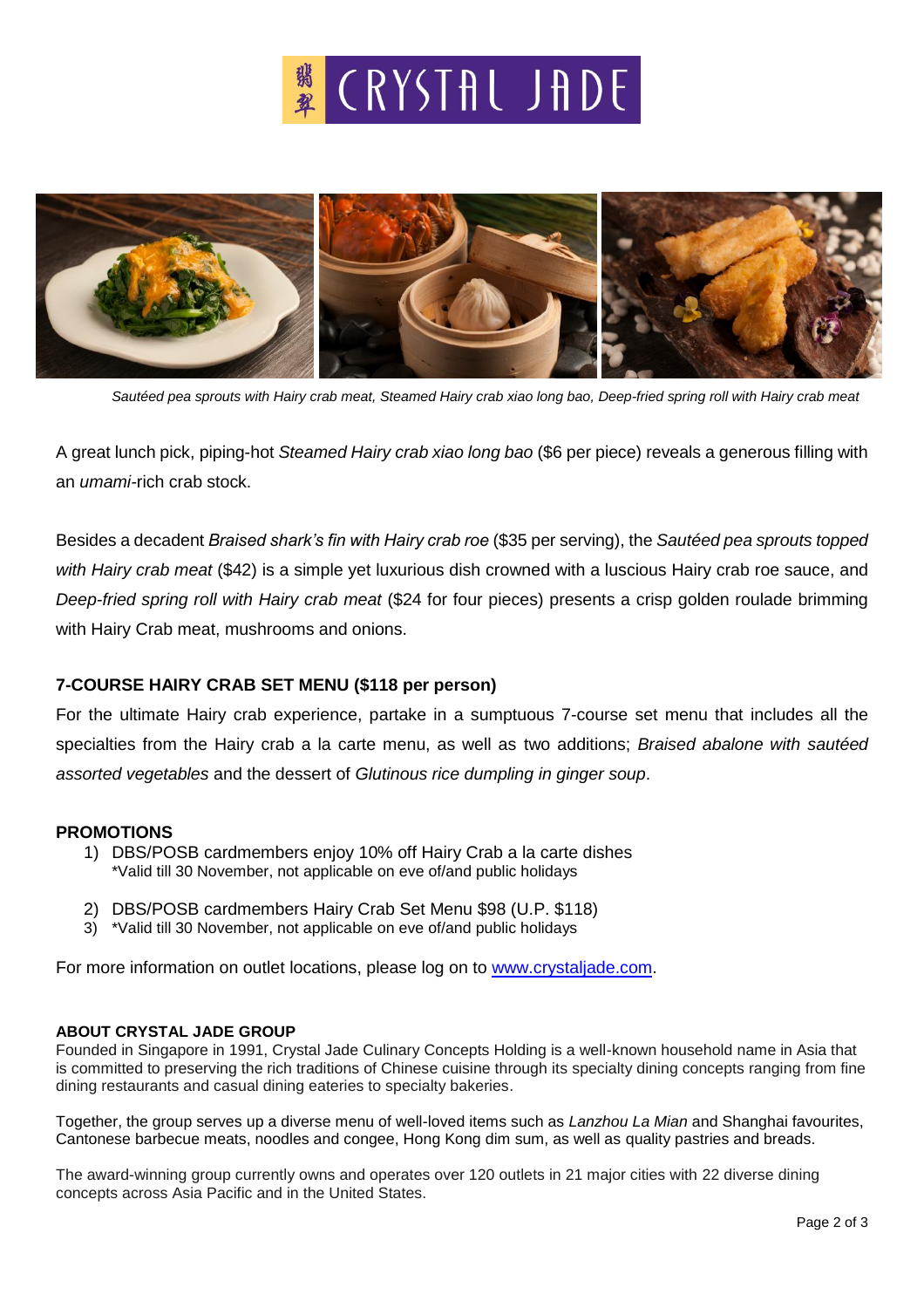*Sautéed pea sprouts with Hairy crab meat, Steamed Hairy crab xiao long bao, Deep-fried spring roll with Hairy crab meat*

A great lunch pick, piping-hot *Steamed Hairy crab xiao long bao* ($6 per piece) reveals a generous filling with an *umami*-rich crab stock.

Besides a decadent *Braised shark's fin with Hairy crab roe* ($35 per serving), the *Sautéed pea sprouts topped with Hairy crab meat* ($42) is a simple yet luxurious dish crowned with a luscious Hairy crab roe sauce, and *Deep-fried spring roll with Hairy crab meat* ($24 for four pieces) presents a crisp golden roulade brimming with Hairy Crab meat, mushrooms and onions.

### 7-COURSE HAIRY CRAB SET MENU ($118 per person)

For the ultimate Hairy crab experience, partake in a sumptuous 7-course set menu that includes all the specialties from the Hairy crab a la carte menu, as well as two additions; *Braised abalone with sautéed assorted vegetables* and the dessert of *Glutinous rice dumpling in ginger soup*.

### PROMOTIONS

1) DBS/POSB cardmembers enjoy 10% off Hairy Crab a la carte dishes
   *Valid till 30 November, not applicable on eve of/and public holidays

2) DBS/POSB cardmembers Hairy Crab Set Menu $98 (U.P. $118)
3) *Valid till 30 November, not applicable on eve of/and public holidays

For more information on outlet locations, please log on to [www.crystaljade.com](http://www.crystaljade.com).

#### ABOUT CRYSTAL JADE GROUP

Founded in Singapore in 1991, Crystal Jade Culinary Concepts Holding is a well-known household name in Asia that is committed to preserving the rich traditions of Chinese cuisine through its specialty dining concepts ranging from fine dining restaurants and casual dining eateries to specialty bakeries.

Together, the group serves up a diverse menu of well-loved items such as *Lanzhou La Mian* and Shanghai favourites, Cantonese barbecue meats, noodles and congee, Hong Kong dim sum, as well as quality pastries and breads.

The award-winning group currently owns and operates over 120 outlets in 21 major cities with 22 diverse dining concepts across Asia Pacific and in the United States.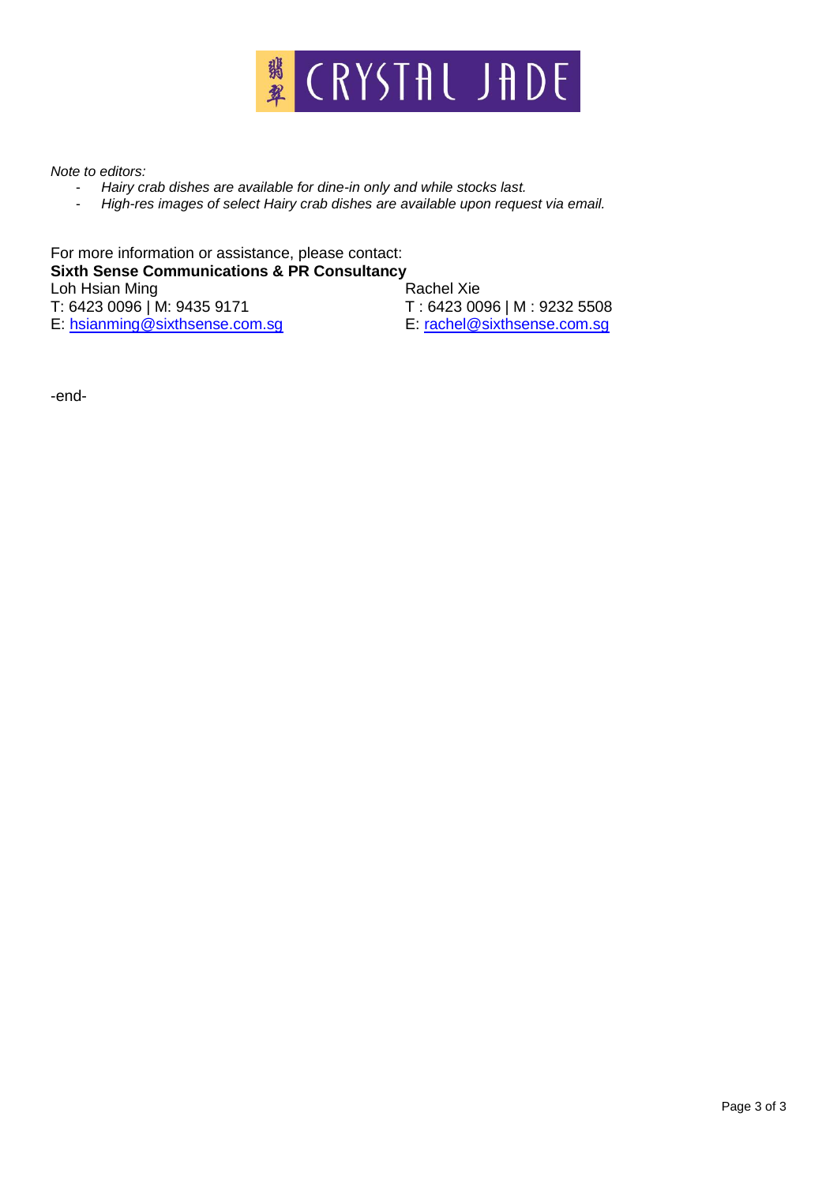*Note to editors:*

- *Hairy crab dishes are available for dine-in only and while stocks last.*
- *High-res images of select Hairy crab dishes are available upon request via email.*

For more information or assistance, please contact:
**Sixth Sense Communications & PR Consultancy**

Loh Hsian Ming
T: 6423 0096 | M: 9435 9171
E: hsianming@sixthsense.com.sg

Rachel Xie
T : 6423 0096 | M : 9232 5508
E: rachel@sixthsense.com.sg

-end-